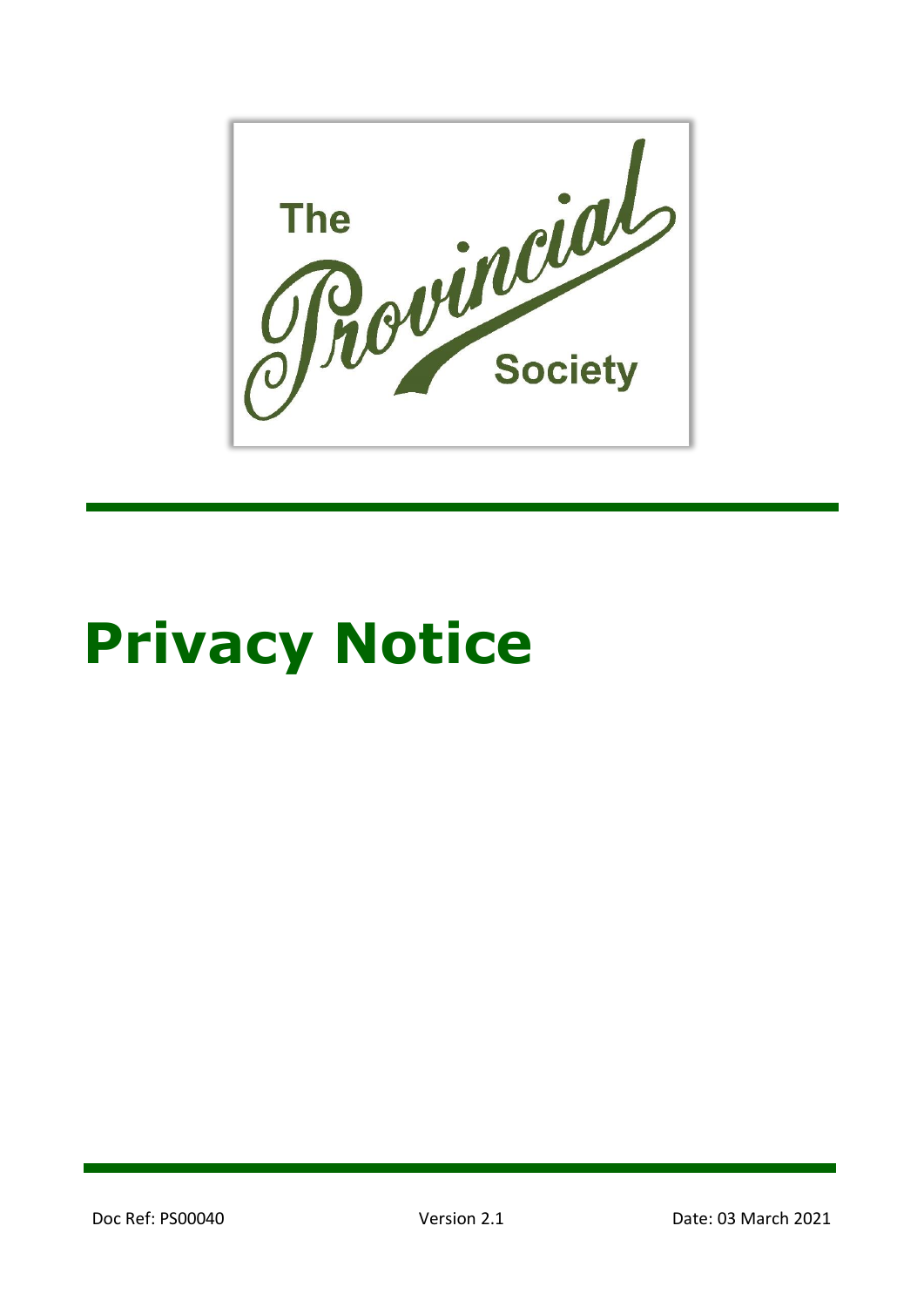The Provincial Society

# Privacy Notice

Doc Ref: PS00040 Version 2.1 Date: 03 March 2021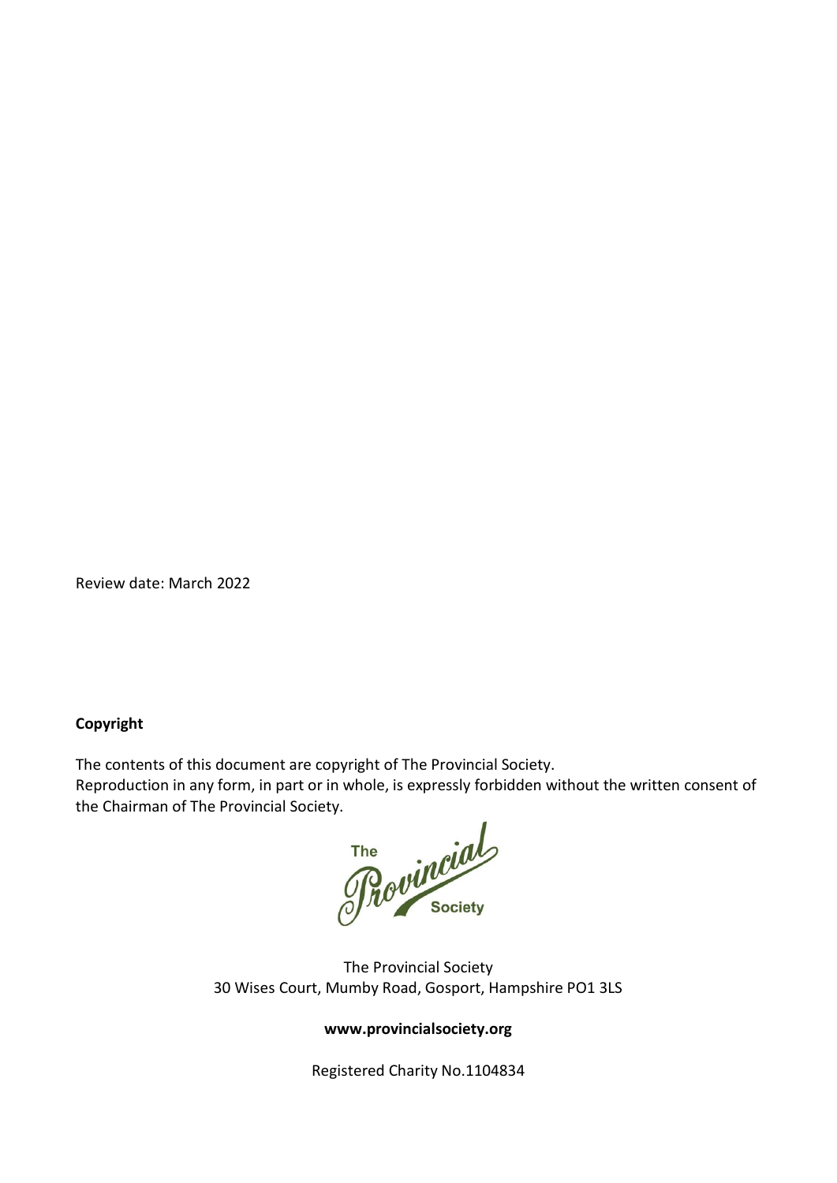Review date: March 2022

**Copyright**

The contents of this document are copyright of The Provincial Society.
Reproduction in any form, in part or in whole, is expressly forbidden without the written consent of the Chairman of The Provincial Society.

The Provincial Society
30 Wises Court, Mumby Road, Gosport, Hampshire PO1 3LS

**www.provincialsociety.org**

Registered Charity No.1104834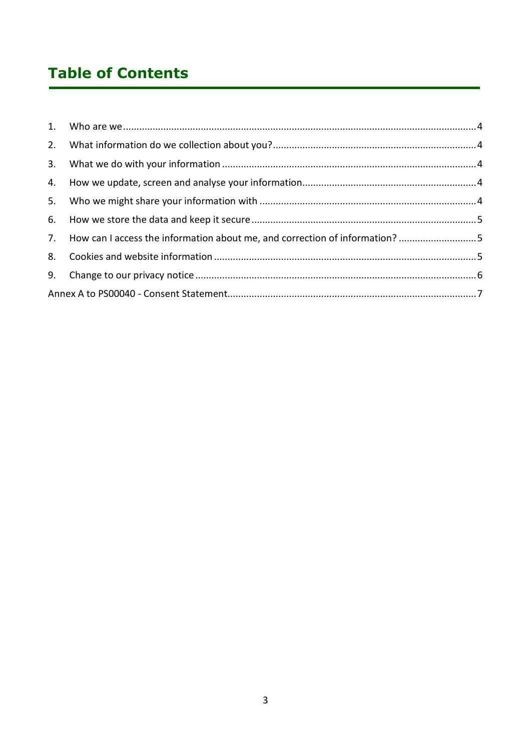# Table of Contents

1. Who are we ........................................................................................................ 4
2. What information do we collection about you? ................................................. 4
3. What we do with your information ..................................................................... 4
4. How we update, screen and analyse your information ....................................... 4
5. Who we might share your information with ....................................................... 4
6. How we store the data and keep it secure .......................................................... 5
7. How can I access the information about me, and correction of information? ..... 5
8. Cookies and website information ....................................................................... 5
9. Change to our privacy notice .............................................................................. 6

Annex A to PS00040 - Consent Statement ............................................................... 7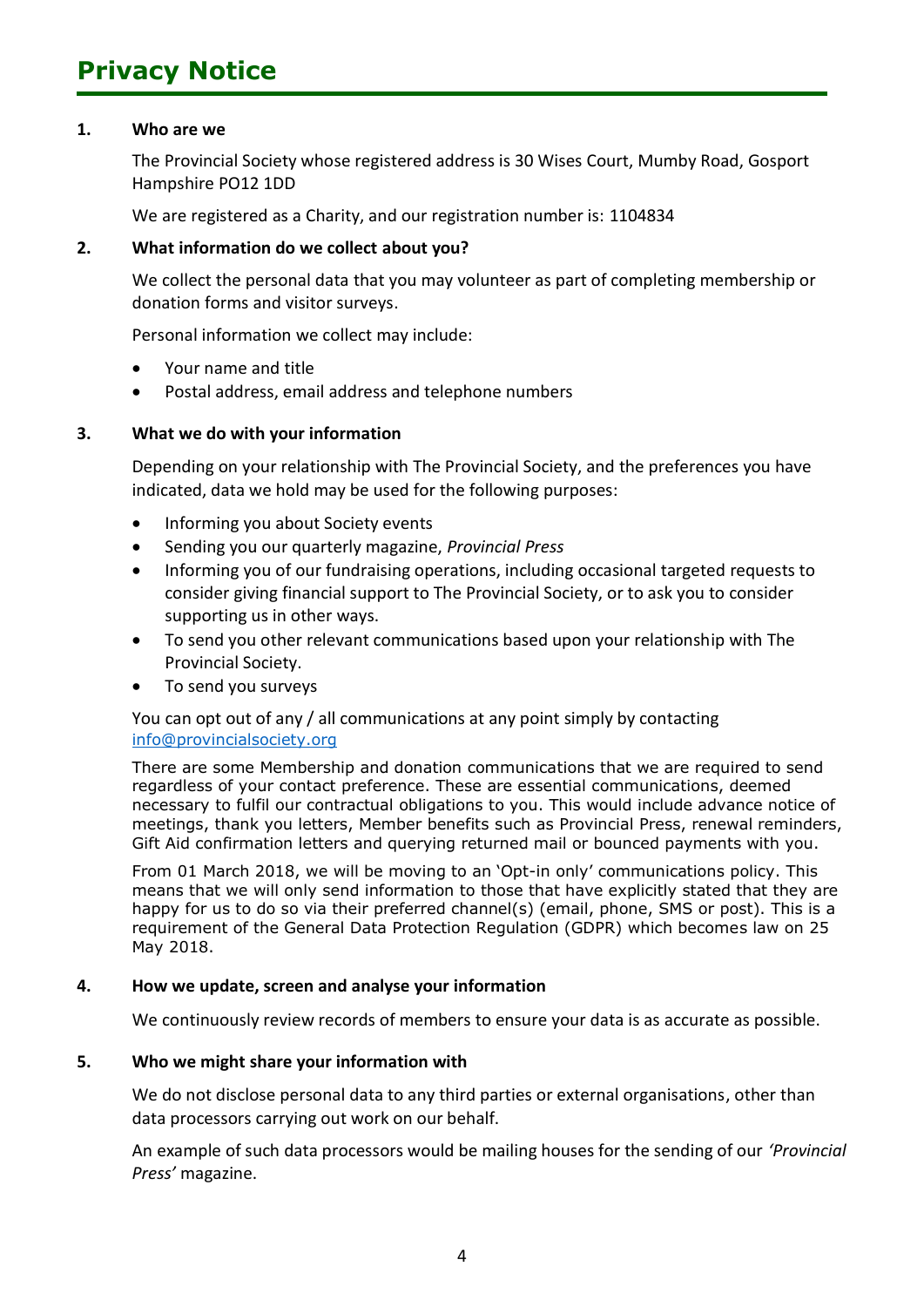# Privacy Notice

## 1. Who are we

The Provincial Society whose registered address is 30 Wises Court, Mumby Road, Gosport Hampshire PO12 1DD

We are registered as a Charity, and our registration number is: 1104834

## 2. What information do we collect about you?

We collect the personal data that you may volunteer as part of completing membership or donation forms and visitor surveys.

Personal information we collect may include:

- Your name and title
- Postal address, email address and telephone numbers

## 3. What we do with your information

Depending on your relationship with The Provincial Society, and the preferences you have indicated, data we hold may be used for the following purposes:

- Informing you about Society events
- Sending you our quarterly magazine, *Provincial Press*
- Informing you of our fundraising operations, including occasional targeted requests to consider giving financial support to The Provincial Society, or to ask you to consider supporting us in other ways.
- To send you other relevant communications based upon your relationship with The Provincial Society.
- To send you surveys

You can opt out of any / all communications at any point simply by contacting info@provincialsociety.org

There are some Membership and donation communications that we are required to send regardless of your contact preference. These are essential communications, deemed necessary to fulfil our contractual obligations to you. This would include advance notice of meetings, thank you letters, Member benefits such as Provincial Press, renewal reminders, Gift Aid confirmation letters and querying returned mail or bounced payments with you.

From 01 March 2018, we will be moving to an 'Opt-in only' communications policy. This means that we will only send information to those that have explicitly stated that they are happy for us to do so via their preferred channel(s) (email, phone, SMS or post). This is a requirement of the General Data Protection Regulation (GDPR) which becomes law on 25 May 2018.

## 4. How we update, screen and analyse your information

We continuously review records of members to ensure your data is as accurate as possible.

## 5. Who we might share your information with

We do not disclose personal data to any third parties or external organisations, other than data processors carrying out work on our behalf.

An example of such data processors would be mailing houses for the sending of our *'Provincial Press'* magazine.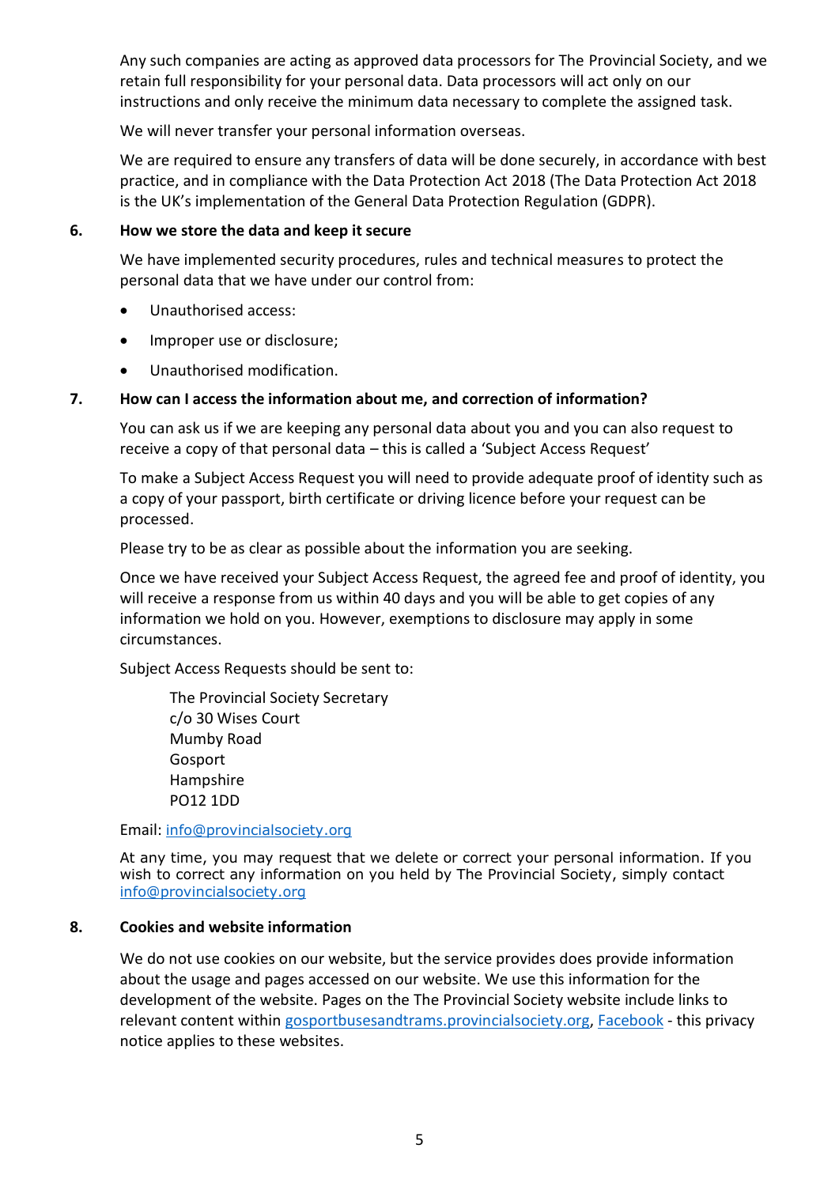Any such companies are acting as approved data processors for The Provincial Society, and we retain full responsibility for your personal data. Data processors will act only on our instructions and only receive the minimum data necessary to complete the assigned task.

We will never transfer your personal information overseas.

We are required to ensure any transfers of data will be done securely, in accordance with best practice, and in compliance with the Data Protection Act 2018 (The Data Protection Act 2018 is the UK's implementation of the General Data Protection Regulation (GDPR).

## 6. How we store the data and keep it secure

We have implemented security procedures, rules and technical measures to protect the personal data that we have under our control from:

- Unauthorised access:
- Improper use or disclosure;
- Unauthorised modification.

## 7. How can I access the information about me, and correction of information?

You can ask us if we are keeping any personal data about you and you can also request to receive a copy of that personal data – this is called a 'Subject Access Request'

To make a Subject Access Request you will need to provide adequate proof of identity such as a copy of your passport, birth certificate or driving licence before your request can be processed.

Please try to be as clear as possible about the information you are seeking.

Once we have received your Subject Access Request, the agreed fee and proof of identity, you will receive a response from us within 40 days and you will be able to get copies of any information we hold on you. However, exemptions to disclosure may apply in some circumstances.

Subject Access Requests should be sent to:

> The Provincial Society Secretary
> c/o 30 Wises Court
> Mumby Road
> Gosport
> Hampshire
> PO12 1DD

Email: info@provincialsociety.org

At any time, you may request that we delete or correct your personal information. If you wish to correct any information on you held by The Provincial Society, simply contact info@provincialsociety.org

## 8. Cookies and website information

We do not use cookies on our website, but the service provides does provide information about the usage and pages accessed on our website. We use this information for the development of the website. Pages on the The Provincial Society website include links to relevant content within gosportbusesandtrams.provincialsociety.org, Facebook - this privacy notice applies to these websites.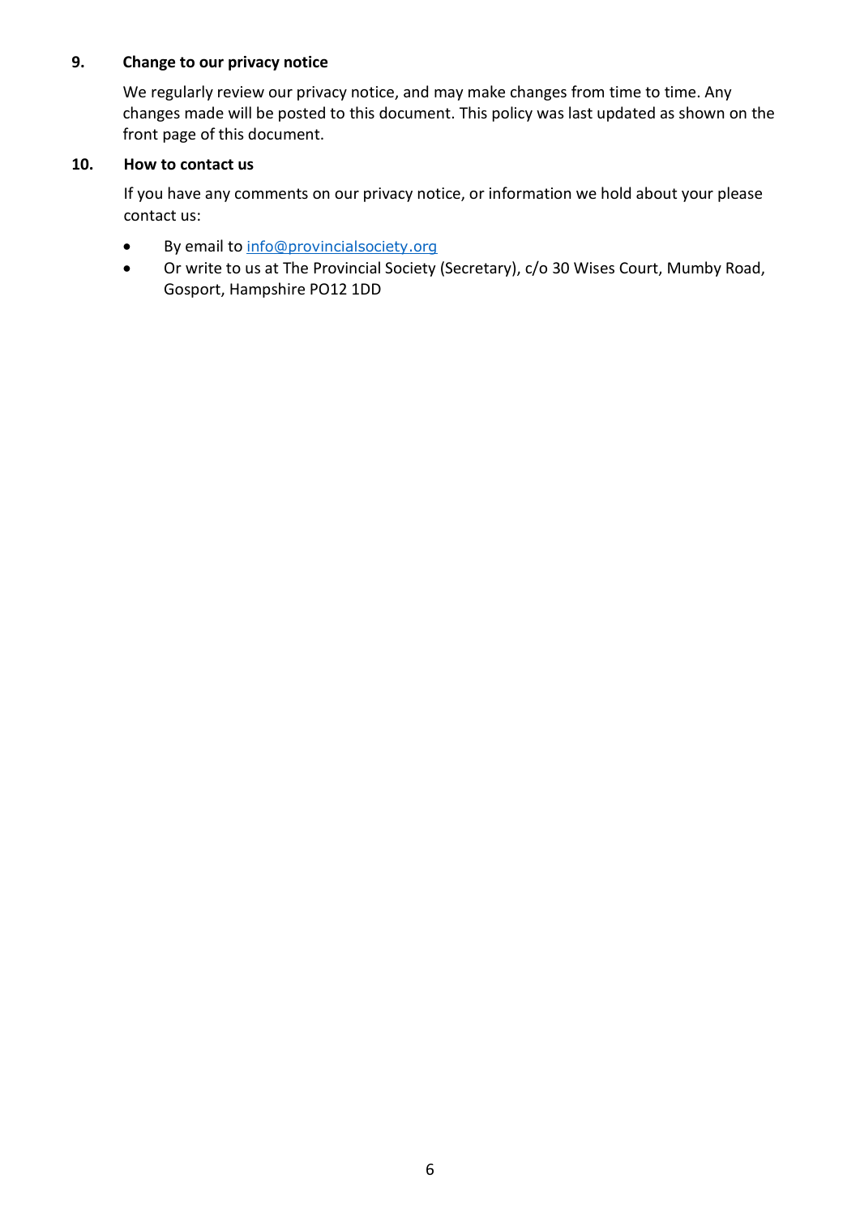## 9. Change to our privacy notice

We regularly review our privacy notice, and may make changes from time to time. Any changes made will be posted to this document. This policy was last updated as shown on the front page of this document.

## 10. How to contact us

If you have any comments on our privacy notice, or information we hold about your please contact us:

- By email to info@provincialsociety.org
- Or write to us at The Provincial Society (Secretary), c/o 30 Wises Court, Mumby Road, Gosport, Hampshire PO12 1DD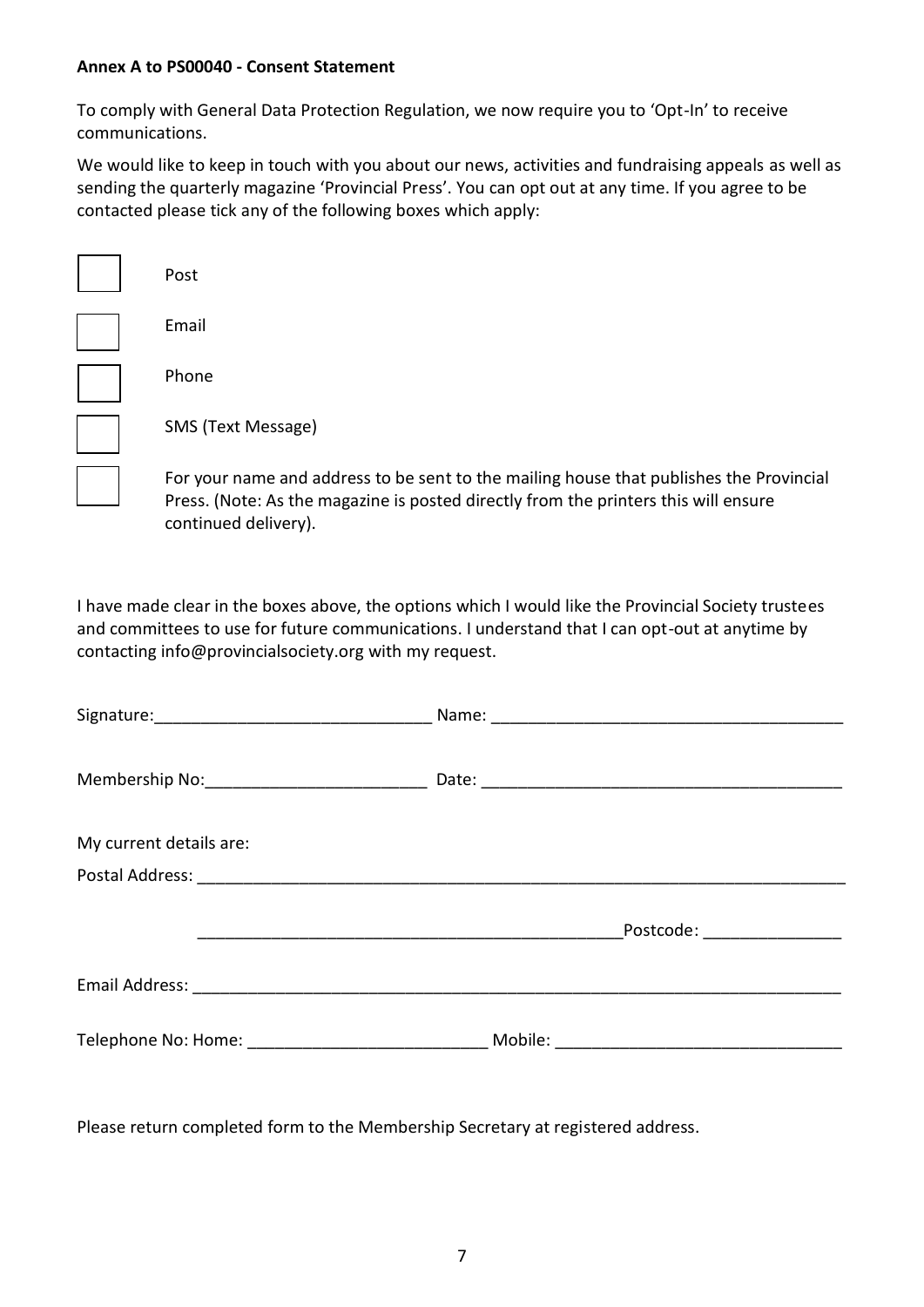**Annex A to PS00040 - Consent Statement**

To comply with General Data Protection Regulation, we now require you to 'Opt-In' to receive communications.

We would like to keep in touch with you about our news, activities and fundraising appeals as well as sending the quarterly magazine 'Provincial Press'. You can opt out at any time. If you agree to be contacted please tick any of the following boxes which apply:

- [ ] Post
- [ ] Email
- [ ] Phone
- [ ] SMS (Text Message)
- [ ] For your name and address to be sent to the mailing house that publishes the Provincial Press. (Note: As the magazine is posted directly from the printers this will ensure continued delivery).

I have made clear in the boxes above, the options which I would like the Provincial Society trustees and committees to use for future communications. I understand that I can opt-out at anytime by contacting info@provincialsociety.org with my request.

Signature:______________________________ Name: ______________________________________

Membership No:________________________ Date: _______________________________________

My current details are:

Postal Address: _________________________________________________________________________

_____________________________________________Postcode: _______________

Email Address: _________________________________________________________________________

Telephone No: Home: _________________________ Mobile: ______________________________

Please return completed form to the Membership Secretary at registered address.